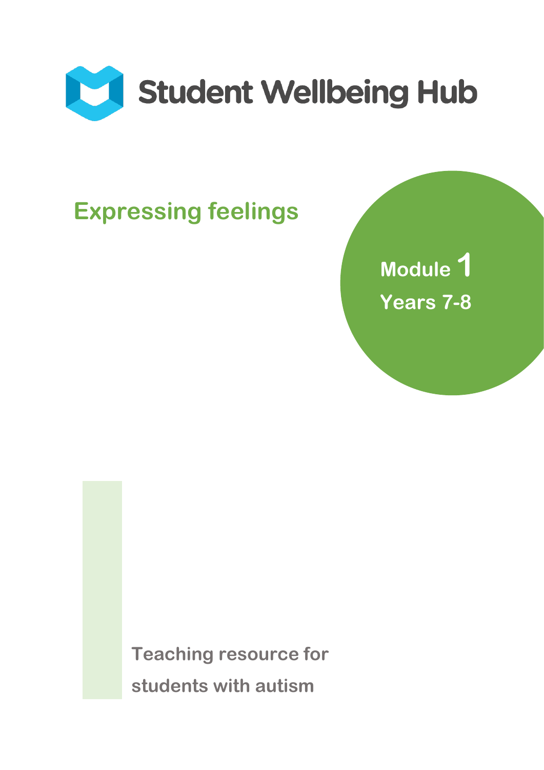Student Wellbeing Hub

# Expressing feelings

**Module 1**
**Years 7-8**

**Teaching resource for students with autism**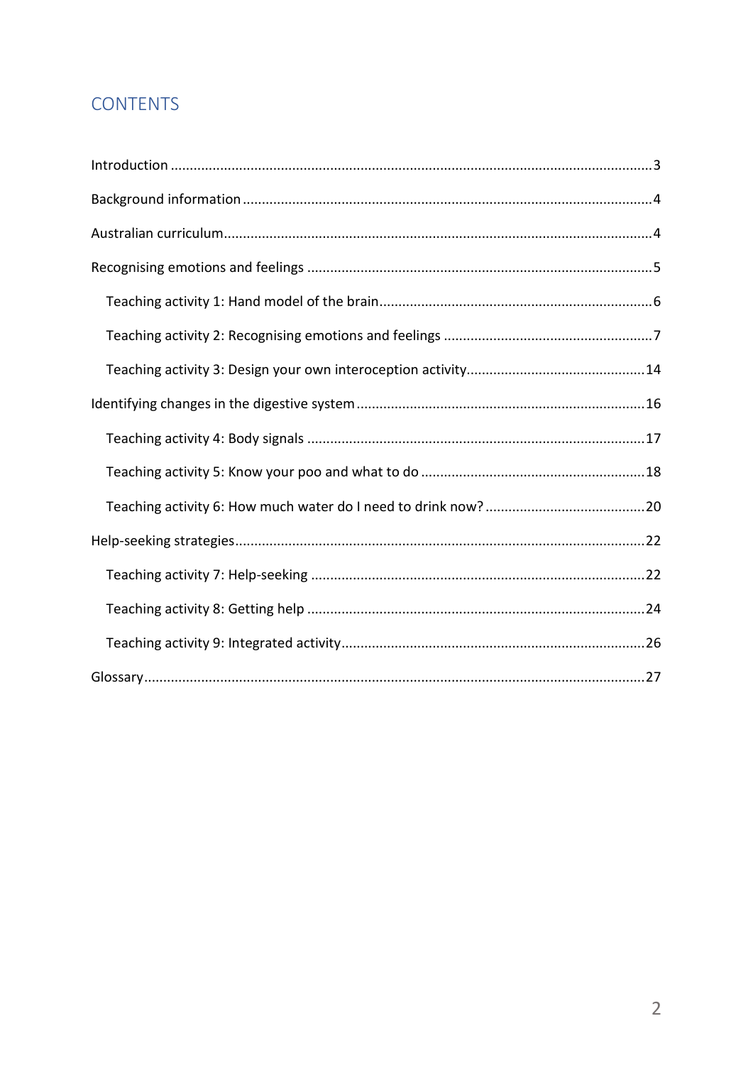# CONTENTS

- Introduction ... 3
- Background information ... 4
- Australian curriculum ... 4
- Recognising emotions and feelings ... 5
  - Teaching activity 1: Hand model of the brain ... 6
  - Teaching activity 2: Recognising emotions and feelings ... 7
  - Teaching activity 3: Design your own interoception activity ... 14
- Identifying changes in the digestive system ... 16
  - Teaching activity 4: Body signals ... 17
  - Teaching activity 5: Know your poo and what to do ... 18
  - Teaching activity 6: How much water do I need to drink now? ... 20
- Help-seeking strategies ... 22
  - Teaching activity 7: Help-seeking ... 22
  - Teaching activity 8: Getting help ... 24
  - Teaching activity 9: Integrated activity ... 26
- Glossary ... 27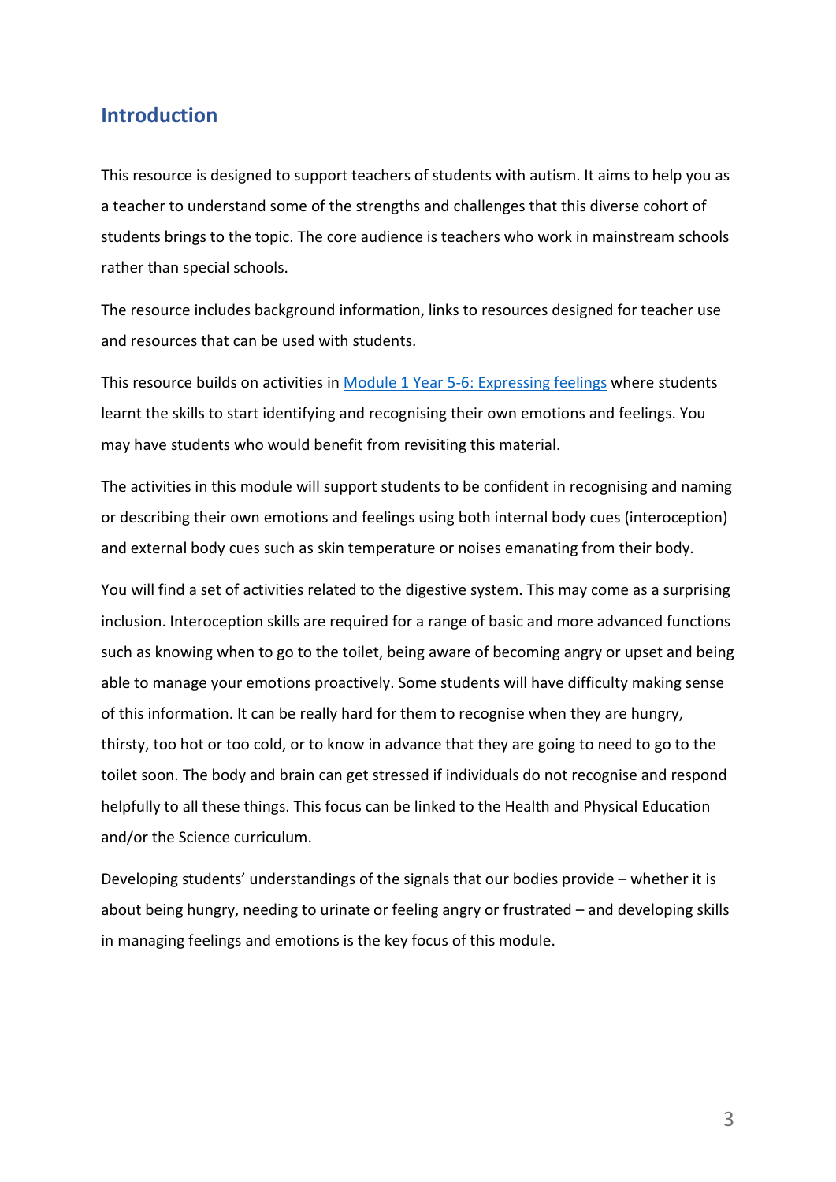## Introduction

This resource is designed to support teachers of students with autism. It aims to help you as a teacher to understand some of the strengths and challenges that this diverse cohort of students brings to the topic. The core audience is teachers who work in mainstream schools rather than special schools.

The resource includes background information, links to resources designed for teacher use and resources that can be used with students.

This resource builds on activities in [Module 1 Year 5-6: Expressing feelings]() where students learnt the skills to start identifying and recognising their own emotions and feelings. You may have students who would benefit from revisiting this material.

The activities in this module will support students to be confident in recognising and naming or describing their own emotions and feelings using both internal body cues (interoception) and external body cues such as skin temperature or noises emanating from their body.

You will find a set of activities related to the digestive system. This may come as a surprising inclusion. Interoception skills are required for a range of basic and more advanced functions such as knowing when to go to the toilet, being aware of becoming angry or upset and being able to manage your emotions proactively. Some students will have difficulty making sense of this information. It can be really hard for them to recognise when they are hungry, thirsty, too hot or too cold, or to know in advance that they are going to need to go to the toilet soon. The body and brain can get stressed if individuals do not recognise and respond helpfully to all these things. This focus can be linked to the Health and Physical Education and/or the Science curriculum.

Developing students' understandings of the signals that our bodies provide – whether it is about being hungry, needing to urinate or feeling angry or frustrated – and developing skills in managing feelings and emotions is the key focus of this module.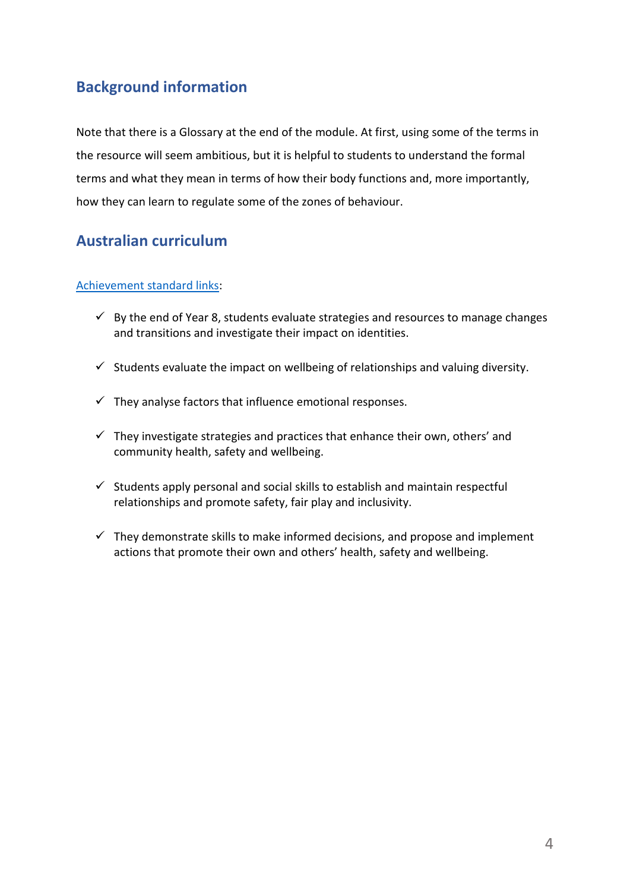## Background information

Note that there is a Glossary at the end of the module. At first, using some of the terms in the resource will seem ambitious, but it is helpful to students to understand the formal terms and what they mean in terms of how their body functions and, more importantly, how they can learn to regulate some of the zones of behaviour.

## Australian curriculum

Achievement standard links:

- ✓ By the end of Year 8, students evaluate strategies and resources to manage changes and transitions and investigate their impact on identities.
- ✓ Students evaluate the impact on wellbeing of relationships and valuing diversity.
- ✓ They analyse factors that influence emotional responses.
- ✓ They investigate strategies and practices that enhance their own, others' and community health, safety and wellbeing.
- ✓ Students apply personal and social skills to establish and maintain respectful relationships and promote safety, fair play and inclusivity.
- ✓ They demonstrate skills to make informed decisions, and propose and implement actions that promote their own and others' health, safety and wellbeing.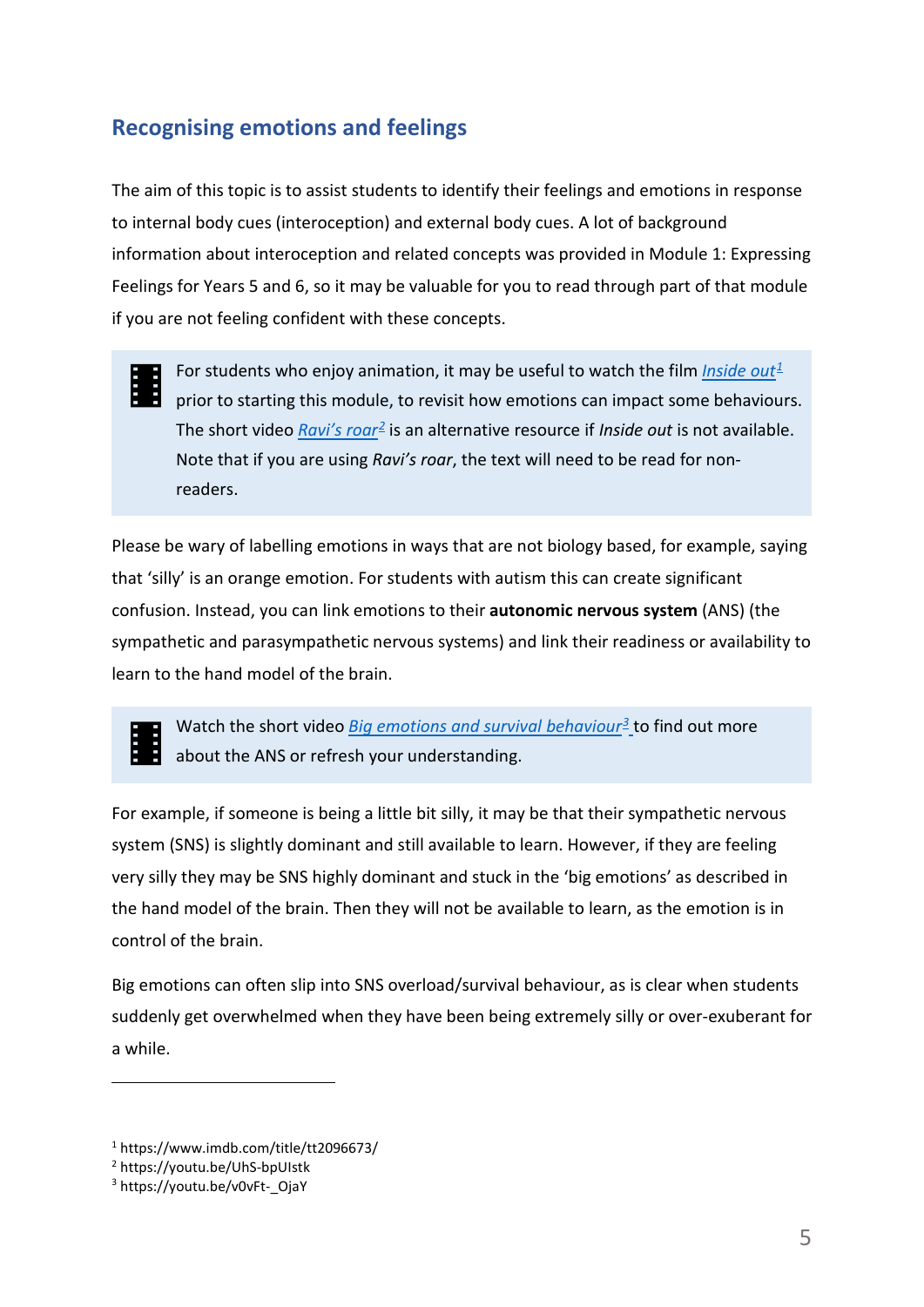## Recognising emotions and feelings

The aim of this topic is to assist students to identify their feelings and emotions in response to internal body cues (interoception) and external body cues. A lot of background information about interoception and related concepts was provided in Module 1: Expressing Feelings for Years 5 and 6, so it may be valuable for you to read through part of that module if you are not feeling confident with these concepts.

> For students who enjoy animation, it may be useful to watch the film *Inside out*[1] prior to starting this module, to revisit how emotions can impact some behaviours. The short video *Ravi's roar*[2] is an alternative resource if *Inside out* is not available. Note that if you are using *Ravi's roar*, the text will need to be read for non-readers.

Please be wary of labelling emotions in ways that are not biology based, for example, saying that 'silly' is an orange emotion. For students with autism this can create significant confusion. Instead, you can link emotions to their **autonomic nervous system** (ANS) (the sympathetic and parasympathetic nervous systems) and link their readiness or availability to learn to the hand model of the brain.

> Watch the short video *Big emotions and survival behaviour*[3] to find out more about the ANS or refresh your understanding.

For example, if someone is being a little bit silly, it may be that their sympathetic nervous system (SNS) is slightly dominant and still available to learn. However, if they are feeling very silly they may be SNS highly dominant and stuck in the 'big emotions' as described in the hand model of the brain. Then they will not be available to learn, as the emotion is in control of the brain.

Big emotions can often slip into SNS overload/survival behaviour, as is clear when students suddenly get overwhelmed when they have been being extremely silly or over-exuberant for a while.

---

[1] https://www.imdb.com/title/tt2096673/
[2] https://youtu.be/UhS-bpUIstk
[3] https://youtu.be/v0vFt-_OjaY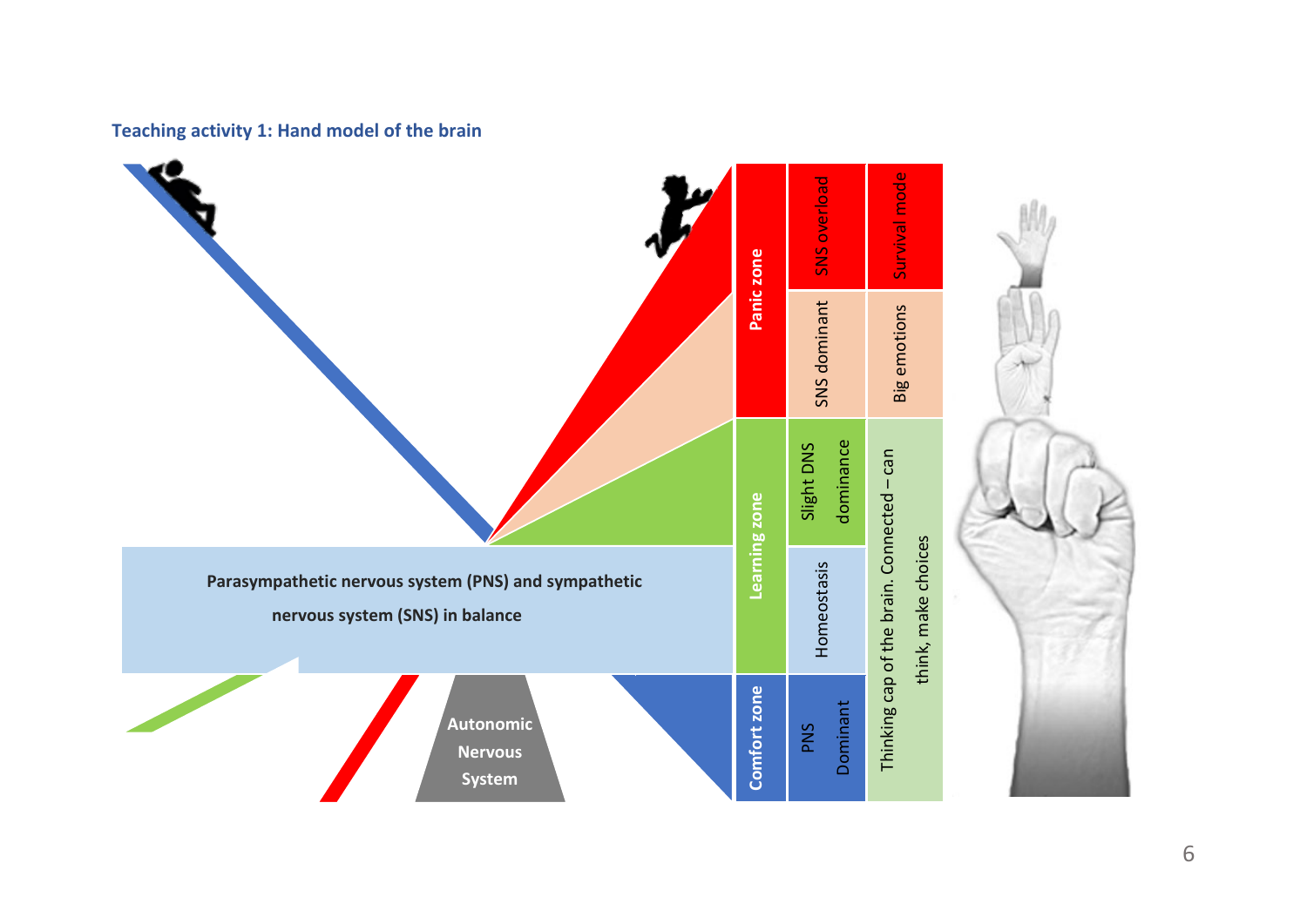### Teaching activity 1: Hand model of the brain

| Zone | Nervous system state | Brain state |
| --- | --- | --- |
| Panic zone | SNS overload | Survival mode |
| Panic zone | SNS dominant | Big emotions |
| Learning zone | Slight DNS dominance | Thinking cap of the brain. Connected – can think, make choices |
| Learning zone | Homeostasis | Thinking cap of the brain. Connected – can think, make choices |
| Comfort zone | PNS Dominant | Thinking cap of the brain. Connected – can think, make choices |

**Parasympathetic nervous system (PNS) and sympathetic nervous system (SNS) in balance**

**Autonomic Nervous System**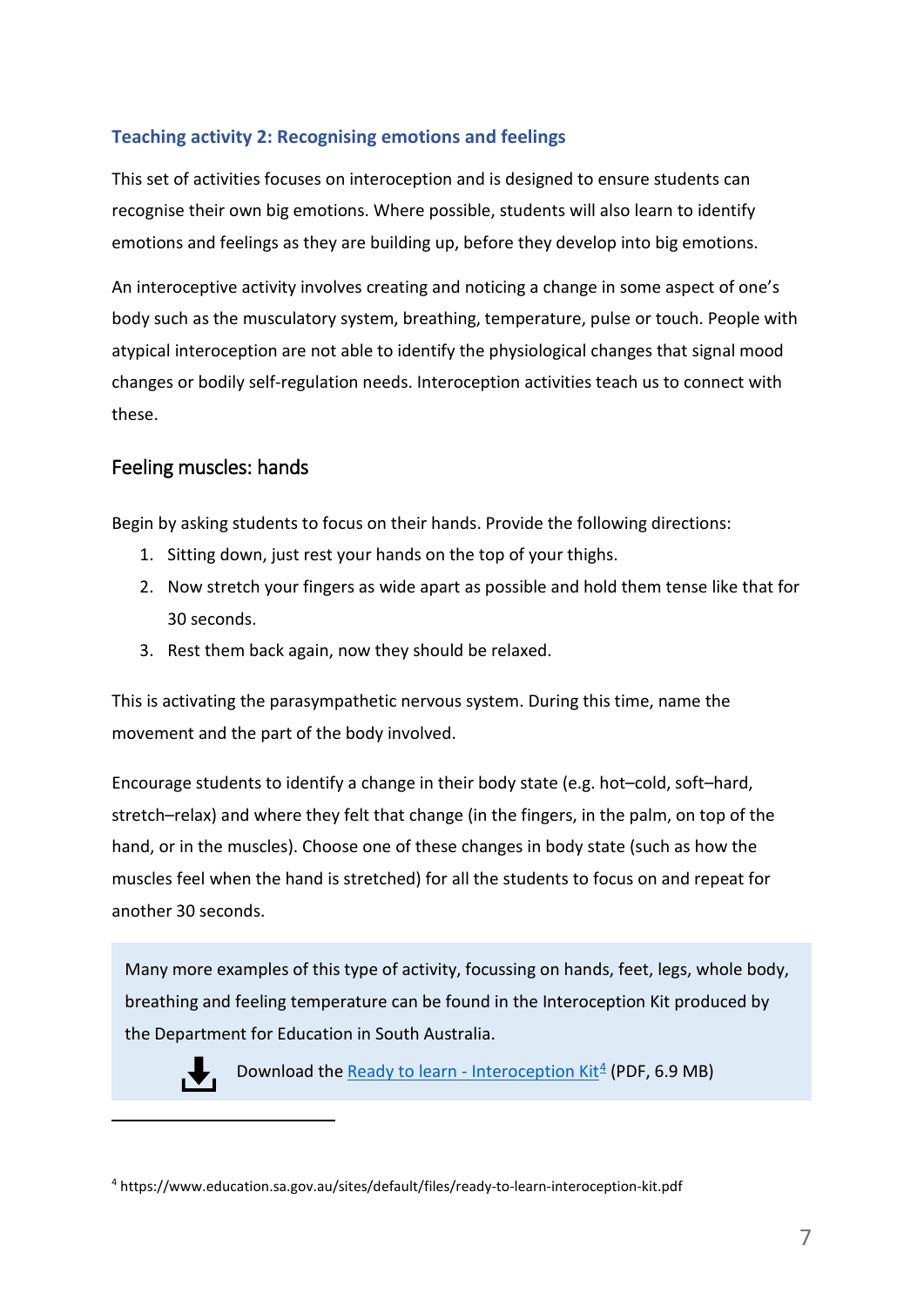### Teaching activity 2: Recognising emotions and feelings

This set of activities focuses on interoception and is designed to ensure students can recognise their own big emotions. Where possible, students will also learn to identify emotions and feelings as they are building up, before they develop into big emotions.

An interoceptive activity involves creating and noticing a change in some aspect of one's body such as the musculatory system, breathing, temperature, pulse or touch. People with atypical interoception are not able to identify the physiological changes that signal mood changes or bodily self-regulation needs. Interoception activities teach us to connect with these.

#### Feeling muscles: hands

Begin by asking students to focus on their hands. Provide the following directions:

1. Sitting down, just rest your hands on the top of your thighs.
2. Now stretch your fingers as wide apart as possible and hold them tense like that for 30 seconds.
3. Rest them back again, now they should be relaxed.

This is activating the parasympathetic nervous system. During this time, name the movement and the part of the body involved.

Encourage students to identify a change in their body state (e.g. hot–cold, soft–hard, stretch–relax) and where they felt that change (in the fingers, in the palm, on top of the hand, or in the muscles). Choose one of these changes in body state (such as how the muscles feel when the hand is stretched) for all the students to focus on and repeat for another 30 seconds.

> Many more examples of this type of activity, focussing on hands, feet, legs, whole body, breathing and feeling temperature can be found in the Interoception Kit produced by the Department for Education in South Australia.
>
> Download the [Ready to learn - Interoception Kit](https://www.education.sa.gov.au/sites/default/files/ready-to-learn-interoception-kit.pdf)[4] (PDF, 6.9 MB)

[4] https://www.education.sa.gov.au/sites/default/files/ready-to-learn-interoception-kit.pdf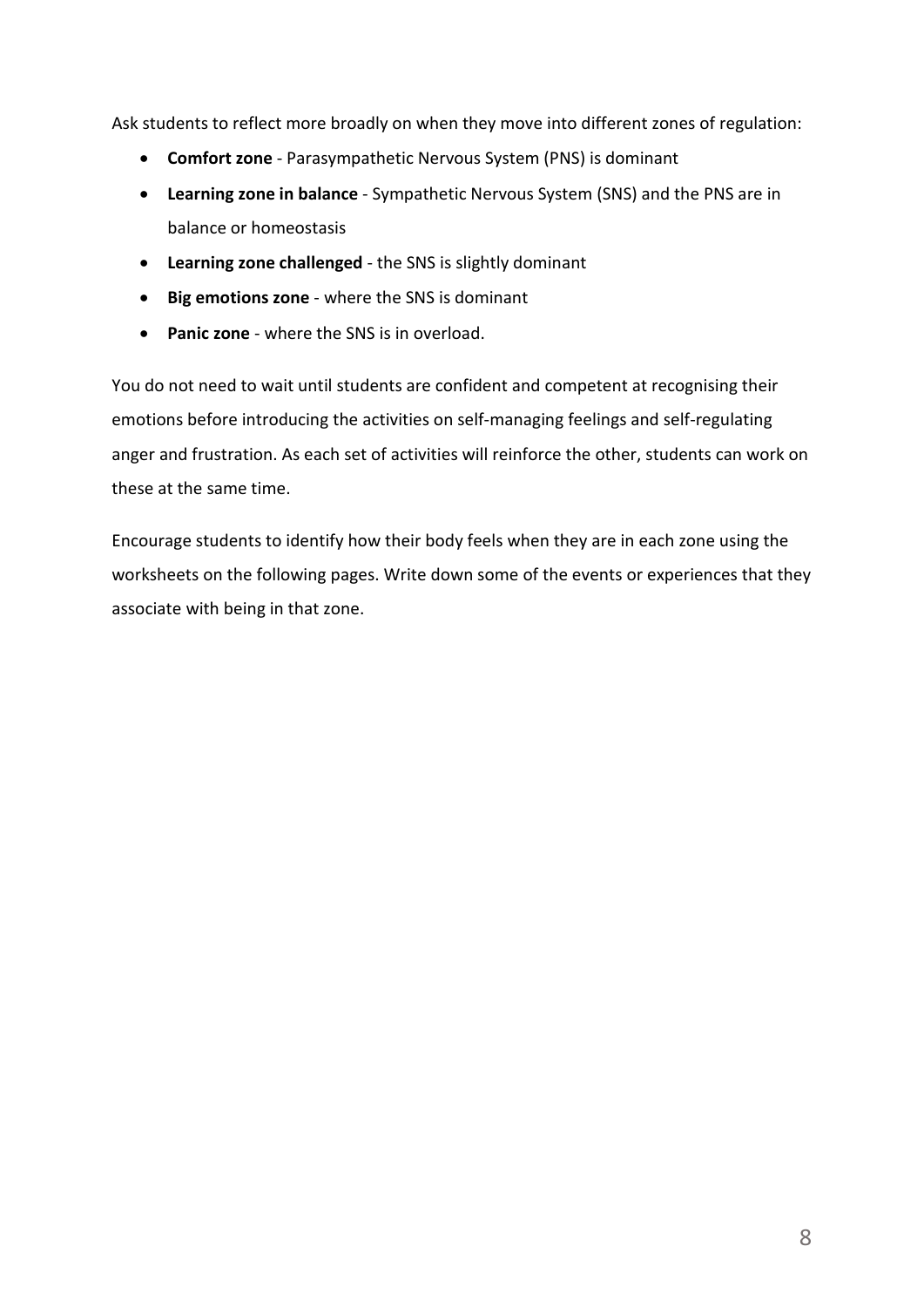Ask students to reflect more broadly on when they move into different zones of regulation:

- **Comfort zone** - Parasympathetic Nervous System (PNS) is dominant
- **Learning zone in balance** - Sympathetic Nervous System (SNS) and the PNS are in balance or homeostasis
- **Learning zone challenged** - the SNS is slightly dominant
- **Big emotions zone** - where the SNS is dominant
- **Panic zone** - where the SNS is in overload.

You do not need to wait until students are confident and competent at recognising their emotions before introducing the activities on self-managing feelings and self-regulating anger and frustration. As each set of activities will reinforce the other, students can work on these at the same time.

Encourage students to identify how their body feels when they are in each zone using the worksheets on the following pages. Write down some of the events or experiences that they associate with being in that zone.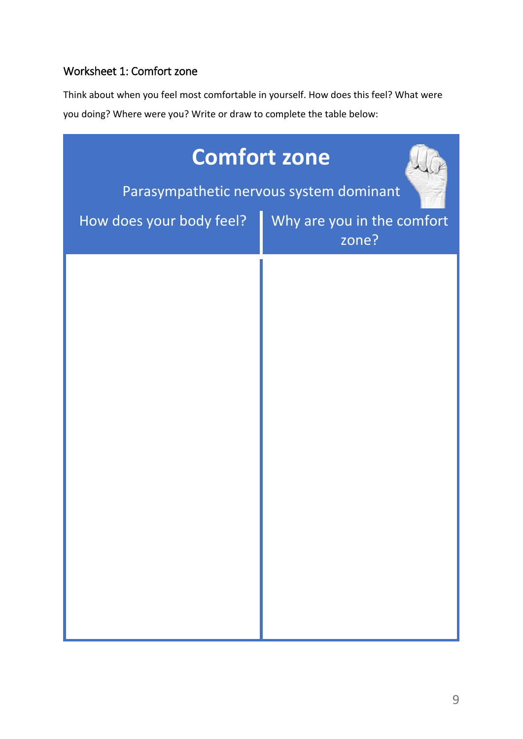## Worksheet 1: Comfort zone

Think about when you feel most comfortable in yourself. How does this feel? What were you doing? Where were you? Write or draw to complete the table below:

| Comfort zone | |
|---|---|
| Parasympathetic nervous system dominant | |
| How does your body feel? | Why are you in the comfort zone? |
| | |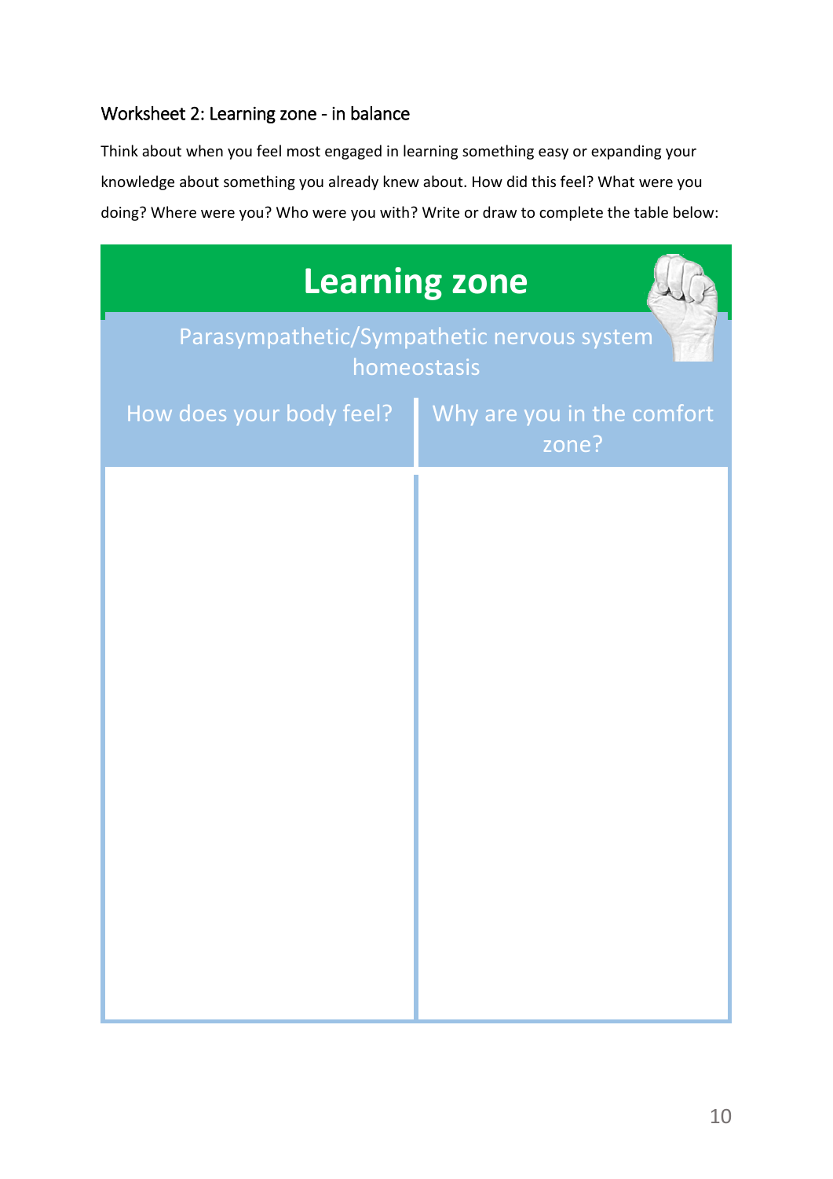## Worksheet 2: Learning zone - in balance

Think about when you feel most engaged in learning something easy or expanding your knowledge about something you already knew about. How did this feel? What were you doing? Where were you? Who were you with? Write or draw to complete the table below:

| Learning zone | |
|---|---|
| Parasympathetic/Sympathetic nervous system homeostasis | |
| How does your body feel? | Why are you in the comfort zone? |
| | |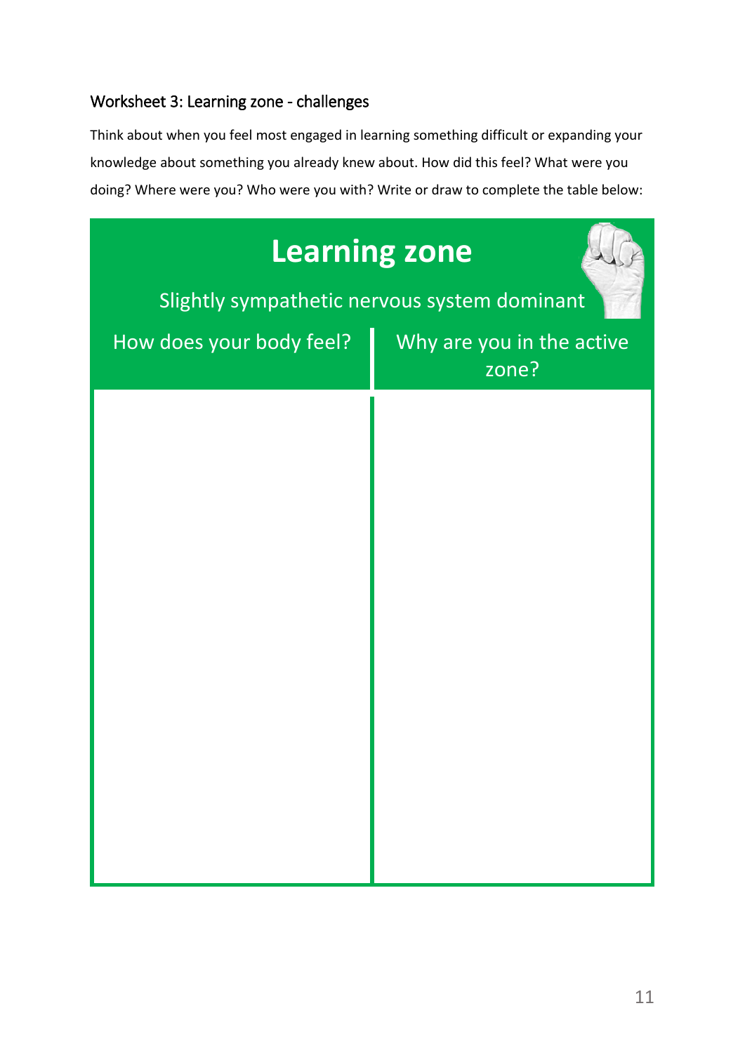### Worksheet 3: Learning zone - challenges

Think about when you feel most engaged in learning something difficult or expanding your knowledge about something you already knew about. How did this feel? What were you doing? Where were you? Who were you with? Write or draw to complete the table below:

| Learning zone<br>Slightly sympathetic nervous system dominant | |
|---|---|
| How does your body feel? | Why are you in the active zone? |
| | |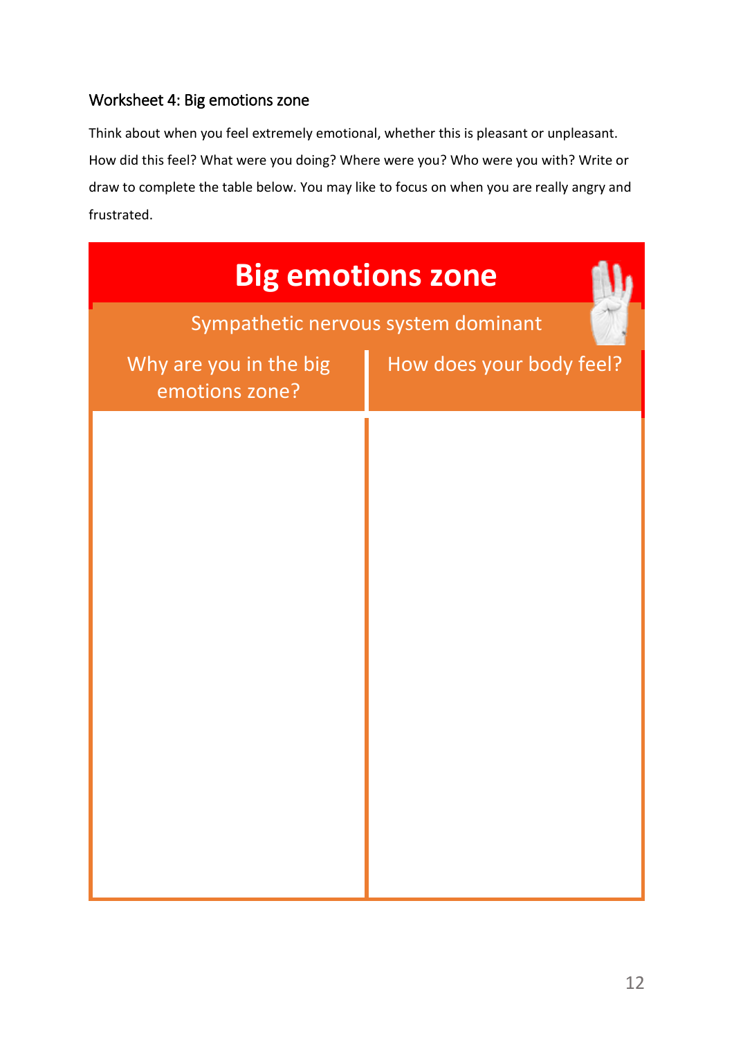## Worksheet 4: Big emotions zone

Think about when you feel extremely emotional, whether this is pleasant or unpleasant. How did this feel? What were you doing? Where were you? Who were you with? Write or draw to complete the table below. You may like to focus on when you are really angry and frustrated.

| Big emotions zone | |
|---|---|
| Sympathetic nervous system dominant | |
| Why are you in the big emotions zone? | How does your body feel? |
| | |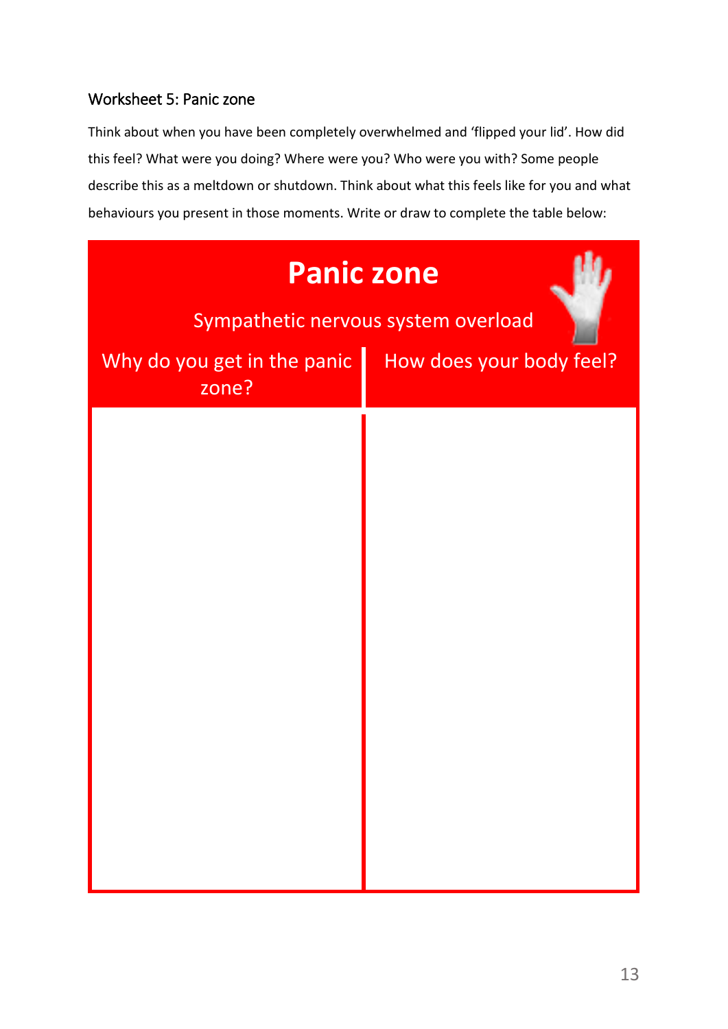## Worksheet 5: Panic zone

Think about when you have been completely overwhelmed and 'flipped your lid'. How did this feel? What were you doing? Where were you? Who were you with? Some people describe this as a meltdown or shutdown. Think about what this feels like for you and what behaviours you present in those moments. Write or draw to complete the table below:

| **Panic zone**<br>Sympathetic nervous system overload | |
|---|---|
| Why do you get in the panic zone? | How does your body feel? |
| | |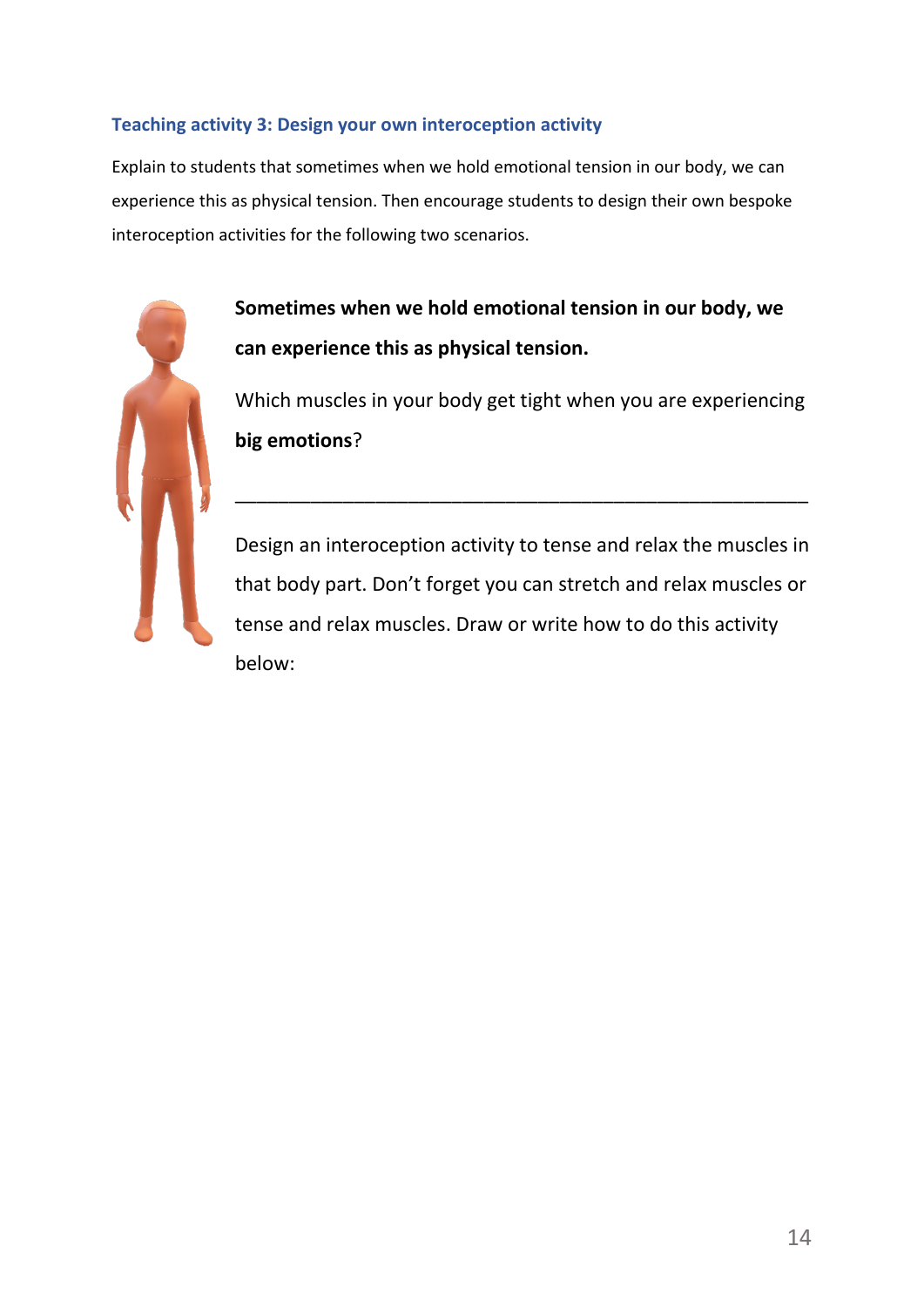### Teaching activity 3: Design your own interoception activity

Explain to students that sometimes when we hold emotional tension in our body, we can experience this as physical tension. Then encourage students to design their own bespoke interoception activities for the following two scenarios.

**Sometimes when we hold emotional tension in our body, we can experience this as physical tension.**

Which muscles in your body get tight when you are experiencing **big emotions**?

\_\_\_\_\_\_\_\_\_\_\_\_\_\_\_\_\_\_\_\_\_\_\_\_\_\_\_\_\_\_\_\_\_\_\_\_\_\_\_\_\_\_\_\_\_\_\_\_\_\_\_\_

Design an interoception activity to tense and relax the muscles in that body part. Don't forget you can stretch and relax muscles or tense and relax muscles. Draw or write how to do this activity below: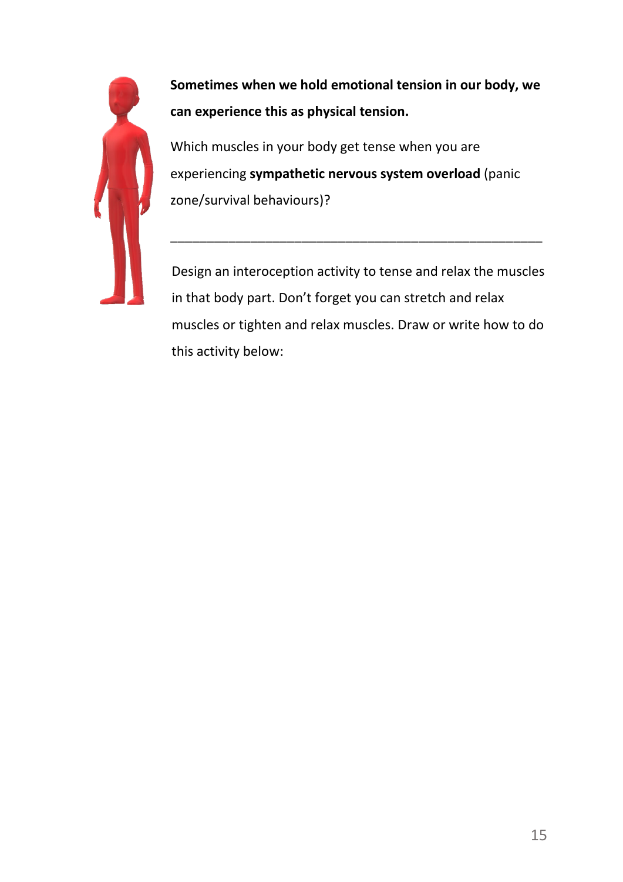**Sometimes when we hold emotional tension in our body, we can experience this as physical tension.**

Which muscles in your body get tense when you are experiencing **sympathetic nervous system overload** (panic zone/survival behaviours)?

_______________________________________________

Design an interoception activity to tense and relax the muscles in that body part. Don't forget you can stretch and relax muscles or tighten and relax muscles. Draw or write how to do this activity below: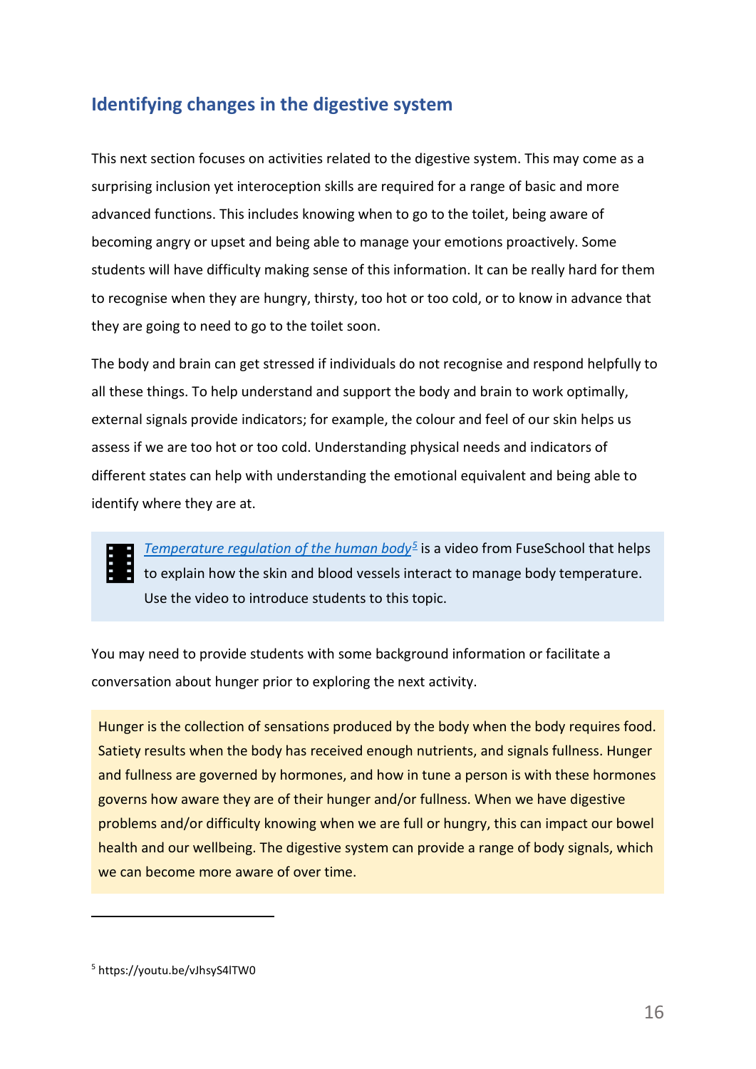## Identifying changes in the digestive system

This next section focuses on activities related to the digestive system. This may come as a surprising inclusion yet interoception skills are required for a range of basic and more advanced functions. This includes knowing when to go to the toilet, being aware of becoming angry or upset and being able to manage your emotions proactively. Some students will have difficulty making sense of this information. It can be really hard for them to recognise when they are hungry, thirsty, too hot or too cold, or to know in advance that they are going to need to go to the toilet soon.

The body and brain can get stressed if individuals do not recognise and respond helpfully to all these things. To help understand and support the body and brain to work optimally, external signals provide indicators; for example, the colour and feel of our skin helps us assess if we are too hot or too cold. Understanding physical needs and indicators of different states can help with understanding the emotional equivalent and being able to identify where they are at.

> *Temperature regulation of the human body*[5] is a video from FuseSchool that helps to explain how the skin and blood vessels interact to manage body temperature. Use the video to introduce students to this topic.

You may need to provide students with some background information or facilitate a conversation about hunger prior to exploring the next activity.

> Hunger is the collection of sensations produced by the body when the body requires food. Satiety results when the body has received enough nutrients, and signals fullness. Hunger and fullness are governed by hormones, and how in tune a person is with these hormones governs how aware they are of their hunger and/or fullness. When we have digestive problems and/or difficulty knowing when we are full or hungry, this can impact our bowel health and our wellbeing. The digestive system can provide a range of body signals, which we can become more aware of over time.

---

[5] https://youtu.be/vJhsyS4lTW0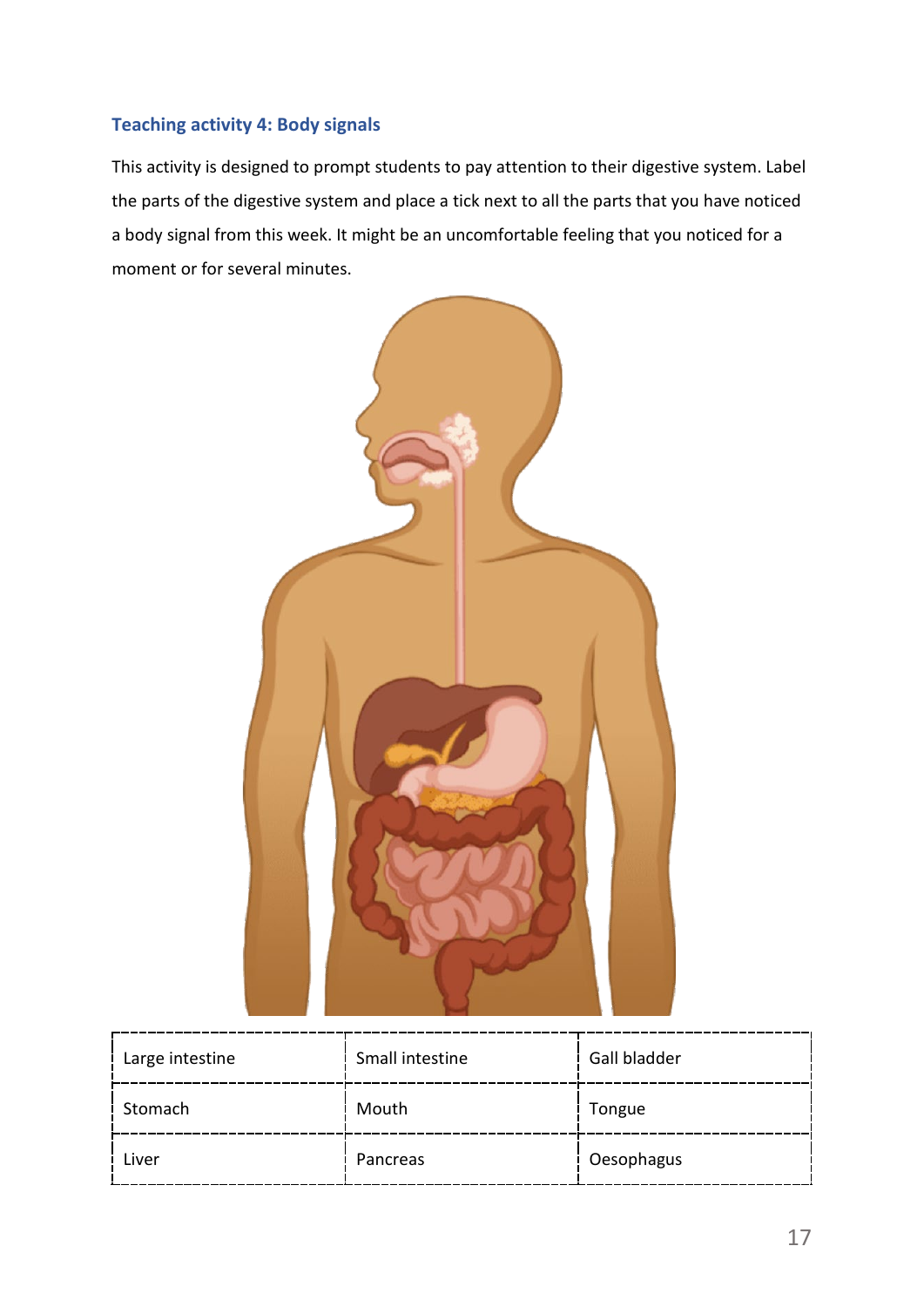### Teaching activity 4: Body signals

This activity is designed to prompt students to pay attention to their digestive system. Label the parts of the digestive system and place a tick next to all the parts that you have noticed a body signal from this week. It might be an uncomfortable feeling that you noticed for a moment or for several minutes.

| | | |
|---|---|---|
| Large intestine | Small intestine | Gall bladder |
| Stomach | Mouth | Tongue |
| Liver | Pancreas | Oesophagus |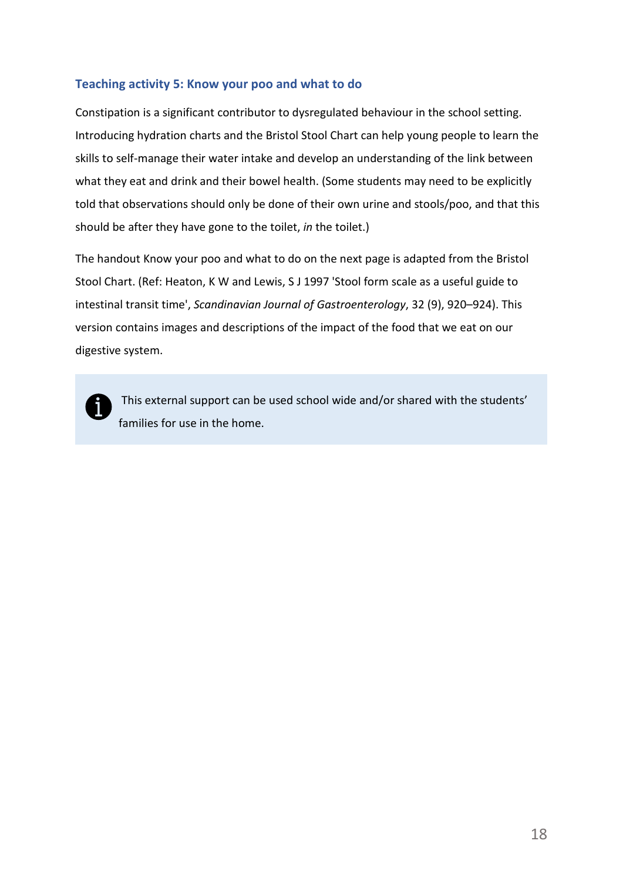### Teaching activity 5: Know your poo and what to do

Constipation is a significant contributor to dysregulated behaviour in the school setting. Introducing hydration charts and the Bristol Stool Chart can help young people to learn the skills to self-manage their water intake and develop an understanding of the link between what they eat and drink and their bowel health. (Some students may need to be explicitly told that observations should only be done of their own urine and stools/poo, and that this should be after they have gone to the toilet, *in* the toilet.)

The handout Know your poo and what to do on the next page is adapted from the Bristol Stool Chart. (Ref: Heaton, K W and Lewis, S J 1997 'Stool form scale as a useful guide to intestinal transit time', *Scandinavian Journal of Gastroenterology*, 32 (9), 920–924). This version contains images and descriptions of the impact of the food that we eat on our digestive system.

> This external support can be used school wide and/or shared with the students' families for use in the home.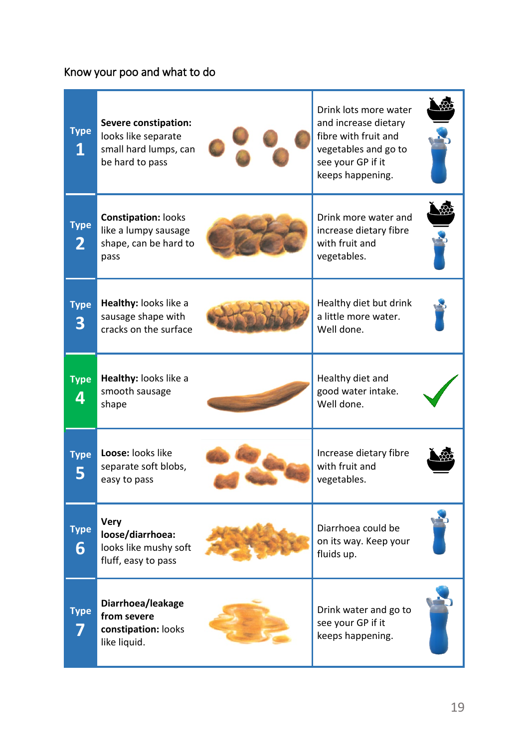Know your poo and what to do

| Type | Description | What to do |
|---|---|---|
| Type 1 | **Severe constipation:** looks like separate small hard lumps, can be hard to pass | Drink lots more water and increase dietary fibre with fruit and vegetables and go to see your GP if it keeps happening. |
| Type 2 | **Constipation:** looks like a lumpy sausage shape, can be hard to pass | Drink more water and increase dietary fibre with fruit and vegetables. |
| Type 3 | **Healthy:** looks like a sausage shape with cracks on the surface | Healthy diet but drink a little more water. Well done. |
| Type 4 | **Healthy:** looks like a smooth sausage shape | Healthy diet and good water intake. Well done. |
| Type 5 | **Loose:** looks like separate soft blobs, easy to pass | Increase dietary fibre with fruit and vegetables. |
| Type 6 | **Very loose/diarrhoea:** looks like mushy soft fluff, easy to pass | Diarrhoea could be on its way. Keep your fluids up. |
| Type 7 | **Diarrhoea/leakage from severe constipation:** looks like liquid. | Drink water and go to see your GP if it keeps happening. |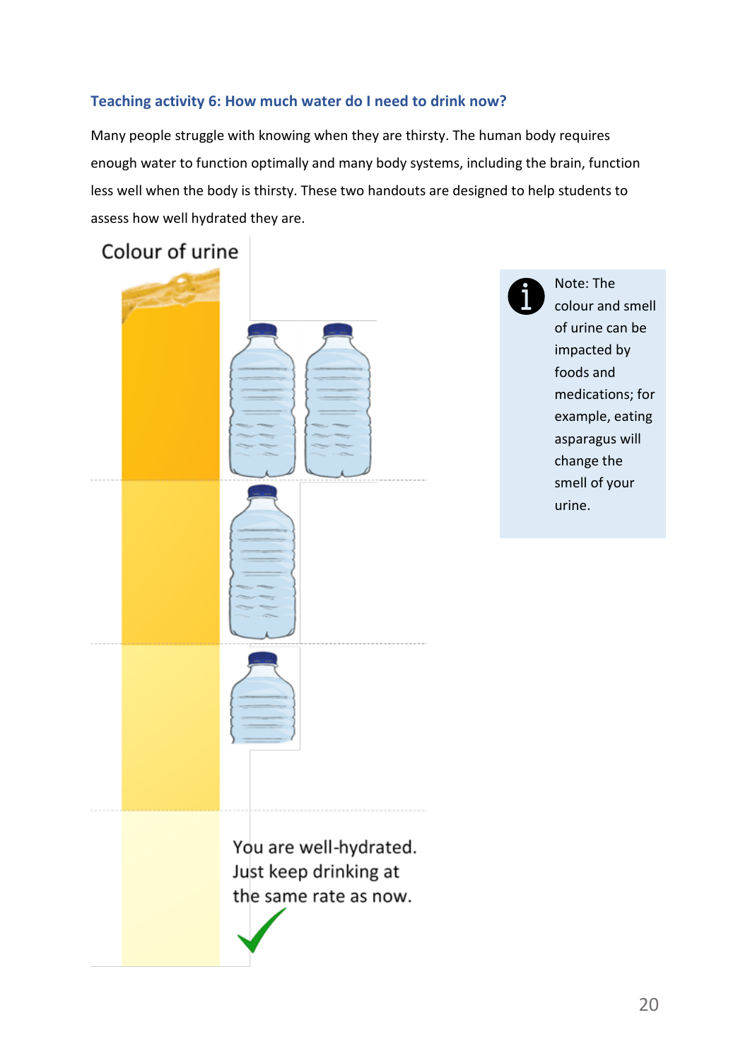### Teaching activity 6: How much water do I need to drink now?

Many people struggle with knowing when they are thirsty. The human body requires enough water to function optimally and many body systems, including the brain, function less well when the body is thirsty. These two handouts are designed to help students to assess how well hydrated they are.

**Colour of urine**

You are well-hydrated. Just keep drinking at the same rate as now.

> Note: The colour and smell of urine can be impacted by foods and medications; for example, eating asparagus will change the smell of your urine.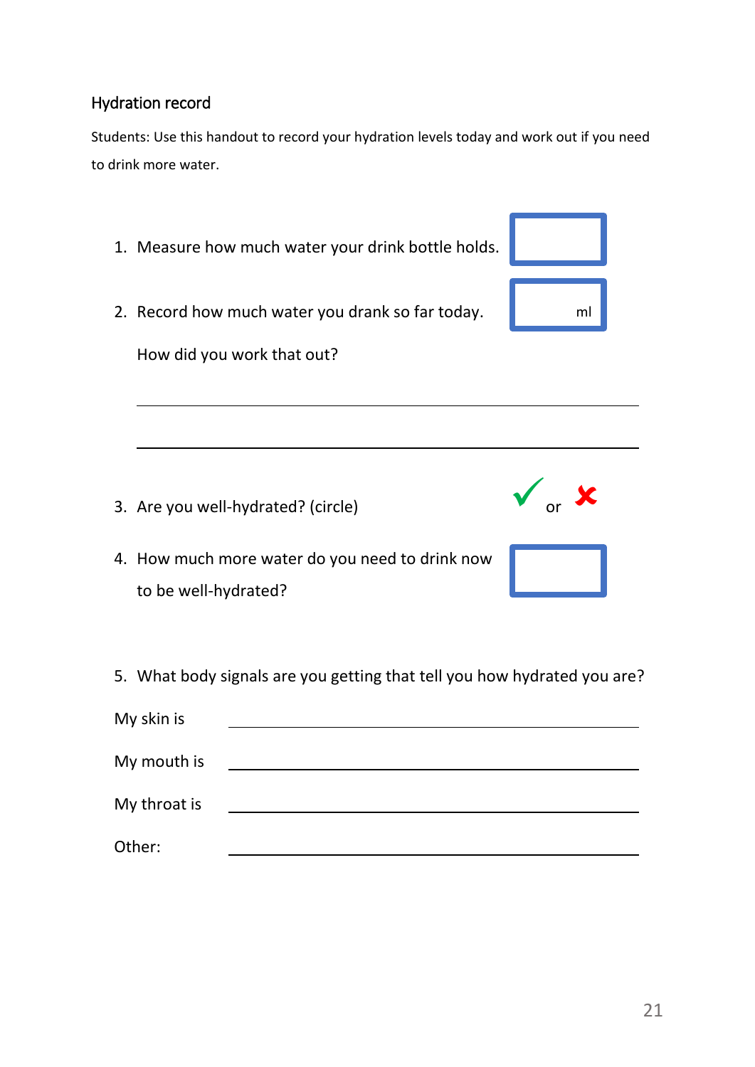## Hydration record

Students: Use this handout to record your hydration levels today and work out if you need to drink more water.

1. Measure how much water your drink bottle holds. [ ]

2. Record how much water you drank so far today. [ ml]

   How did you work that out?

   ______________________________________________

   ______________________________________________

3. Are you well-hydrated? (circle) ✓ or ✗

4. How much more water do you need to drink now to be well-hydrated? [ ]

5. What body signals are you getting that tell you how hydrated you are?

My skin is ______________________________________________

My mouth is ______________________________________________

My throat is ______________________________________________

Other: ______________________________________________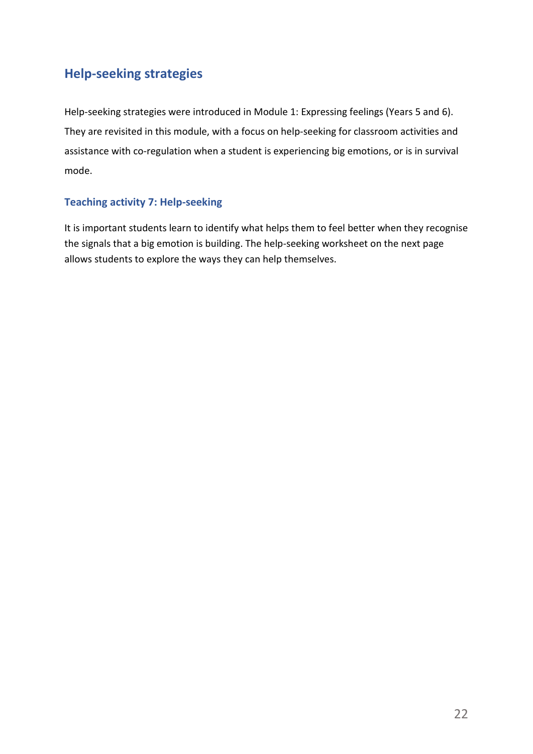## Help-seeking strategies

Help-seeking strategies were introduced in Module 1: Expressing feelings (Years 5 and 6). They are revisited in this module, with a focus on help-seeking for classroom activities and assistance with co-regulation when a student is experiencing big emotions, or is in survival mode.

### Teaching activity 7: Help-seeking

It is important students learn to identify what helps them to feel better when they recognise the signals that a big emotion is building. The help-seeking worksheet on the next page allows students to explore the ways they can help themselves.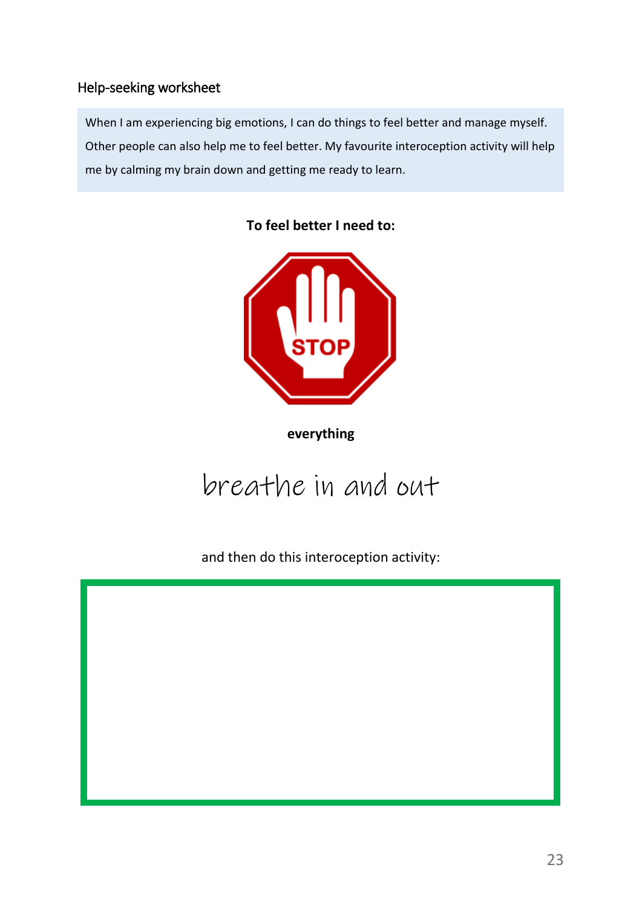## Help-seeking worksheet

When I am experiencing big emotions, I can do things to feel better and manage myself. Other people can also help me to feel better. My favourite interoception activity will help me by calming my brain down and getting me ready to learn.

**To feel better I need to:**

STOP

**everything**

breathe in and out

and then do this interoception activity: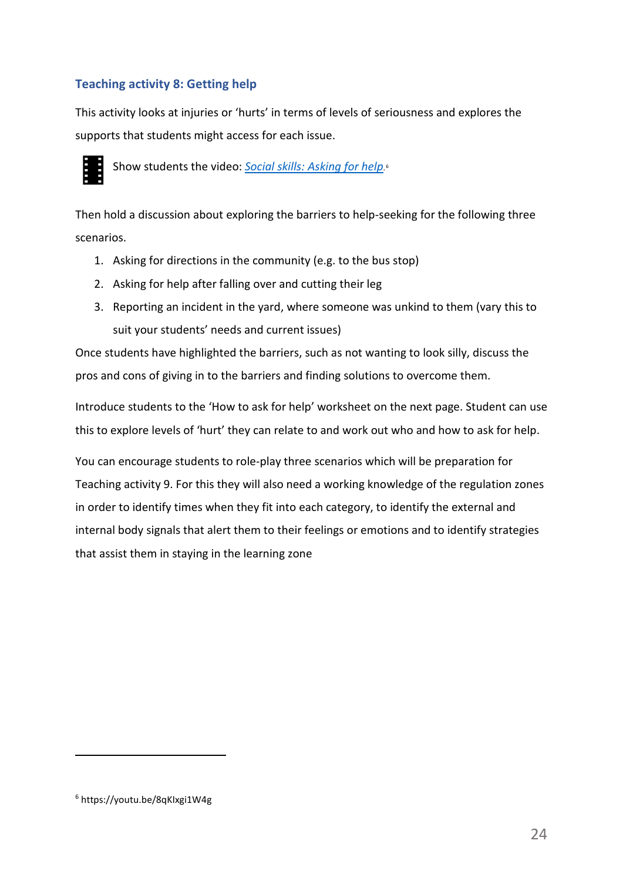### Teaching activity 8: Getting help

This activity looks at injuries or 'hurts' in terms of levels of seriousness and explores the supports that students might access for each issue.

Show students the video: *Social skills: Asking for help*.[6]

Then hold a discussion about exploring the barriers to help-seeking for the following three scenarios.

1. Asking for directions in the community (e.g. to the bus stop)
2. Asking for help after falling over and cutting their leg
3. Reporting an incident in the yard, where someone was unkind to them (vary this to suit your students' needs and current issues)

Once students have highlighted the barriers, such as not wanting to look silly, discuss the pros and cons of giving in to the barriers and finding solutions to overcome them.

Introduce students to the 'How to ask for help' worksheet on the next page. Student can use this to explore levels of 'hurt' they can relate to and work out who and how to ask for help.

You can encourage students to role-play three scenarios which will be preparation for Teaching activity 9. For this they will also need a working knowledge of the regulation zones in order to identify times when they fit into each category, to identify the external and internal body signals that alert them to their feelings or emotions and to identify strategies that assist them in staying in the learning zone

---

[6] https://youtu.be/8qKIxgi1W4g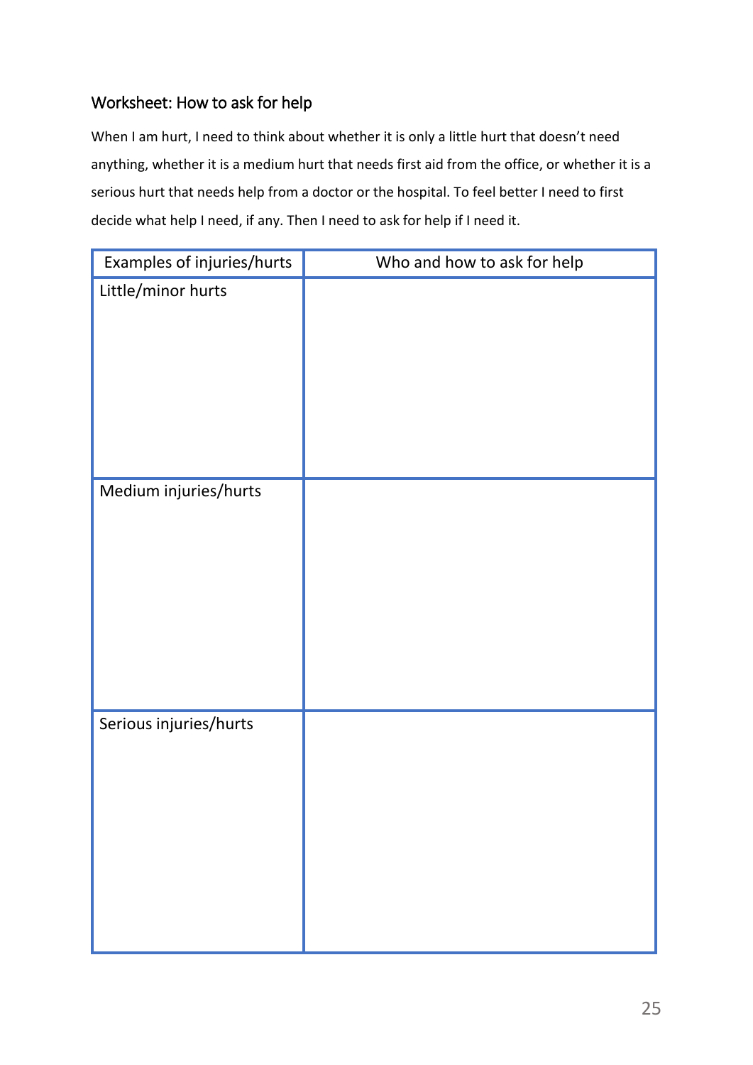## Worksheet: How to ask for help

When I am hurt, I need to think about whether it is only a little hurt that doesn't need anything, whether it is a medium hurt that needs first aid from the office, or whether it is a serious hurt that needs help from a doctor or the hospital. To feel better I need to first decide what help I need, if any. Then I need to ask for help if I need it.

| Examples of injuries/hurts | Who and how to ask for help |
| --- | --- |
| Little/minor hurts | |
| Medium injuries/hurts | |
| Serious injuries/hurts | |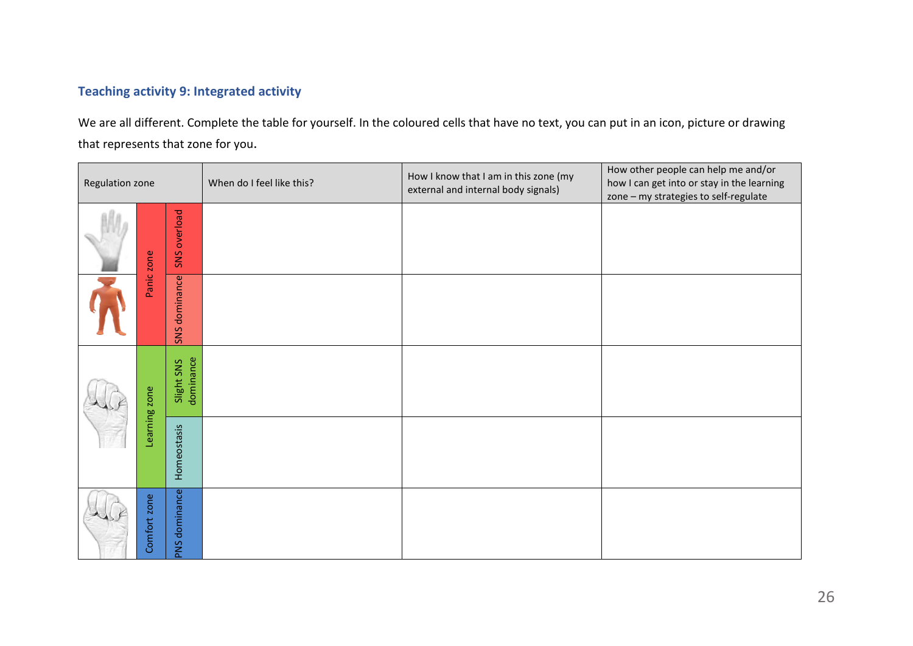### Teaching activity 9: Integrated activity

We are all different. Complete the table for yourself. In the coloured cells that have no text, you can put in an icon, picture or drawing that represents that zone for you.

| Regulation zone | | | When do I feel like this? | How I know that I am in this zone (my external and internal body signals) | How other people can help me and/or how I can get into or stay in the learning zone – my strategies to self-regulate |
|---|---|---|---|---|---|
| | Panic zone | SNS overload | | | |
| | | SNS dominance | | | |
| | Learning zone | Slight SNS dominance | | | |
| | | Homeostasis | | | |
| | Comfort zone | PNS dominance | | | |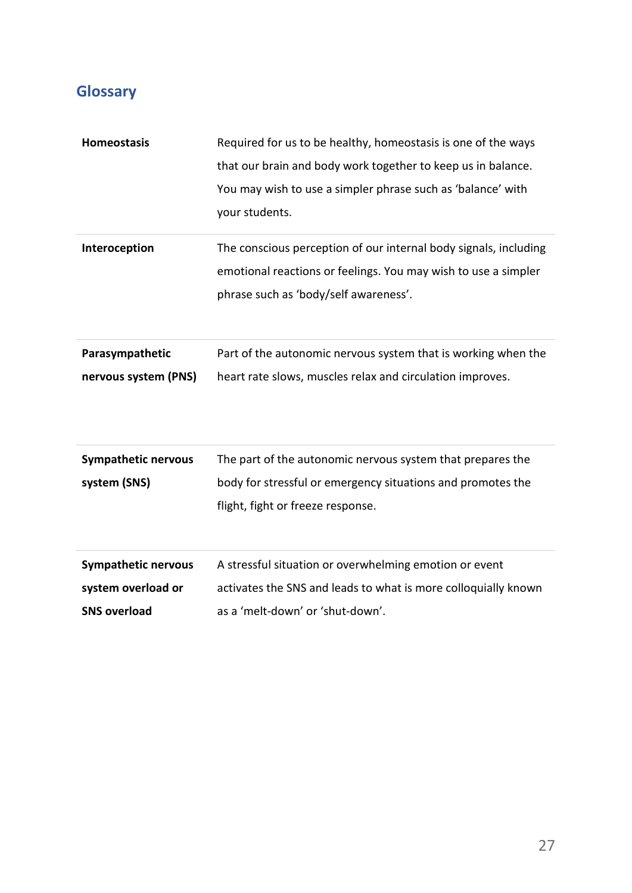## Glossary

| | |
|---|---|
| **Homeostasis** | Required for us to be healthy, homeostasis is one of the ways that our brain and body work together to keep us in balance. You may wish to use a simpler phrase such as 'balance' with your students. |
| **Interoception** | The conscious perception of our internal body signals, including emotional reactions or feelings. You may wish to use a simpler phrase such as 'body/self awareness'. |
| **Parasympathetic nervous system (PNS)** | Part of the autonomic nervous system that is working when the heart rate slows, muscles relax and circulation improves. |
| **Sympathetic nervous system (SNS)** | The part of the autonomic nervous system that prepares the body for stressful or emergency situations and promotes the flight, fight or freeze response. |
| **Sympathetic nervous system overload or SNS overload** | A stressful situation or overwhelming emotion or event activates the SNS and leads to what is more colloquially known as a 'melt-down' or 'shut-down'. |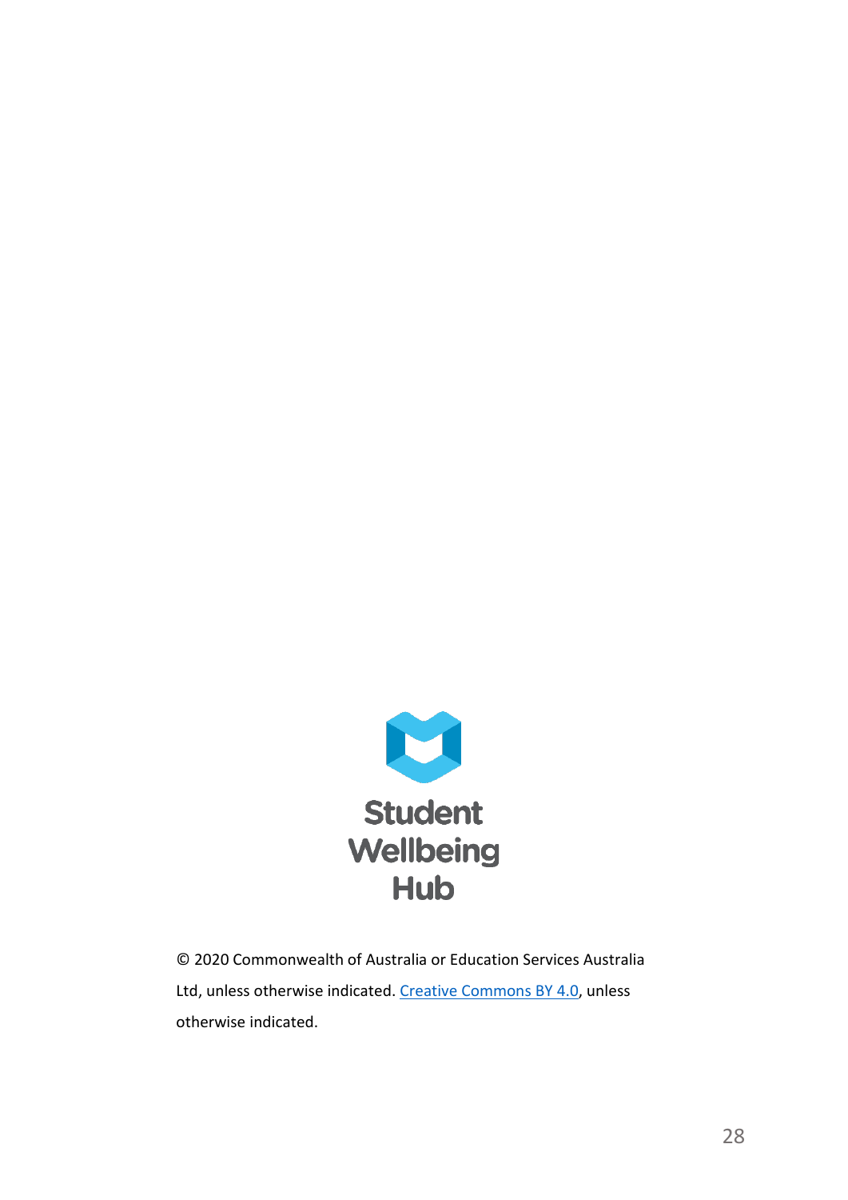Student Wellbeing Hub

© 2020 Commonwealth of Australia or Education Services Australia Ltd, unless otherwise indicated. Creative Commons BY 4.0, unless otherwise indicated.